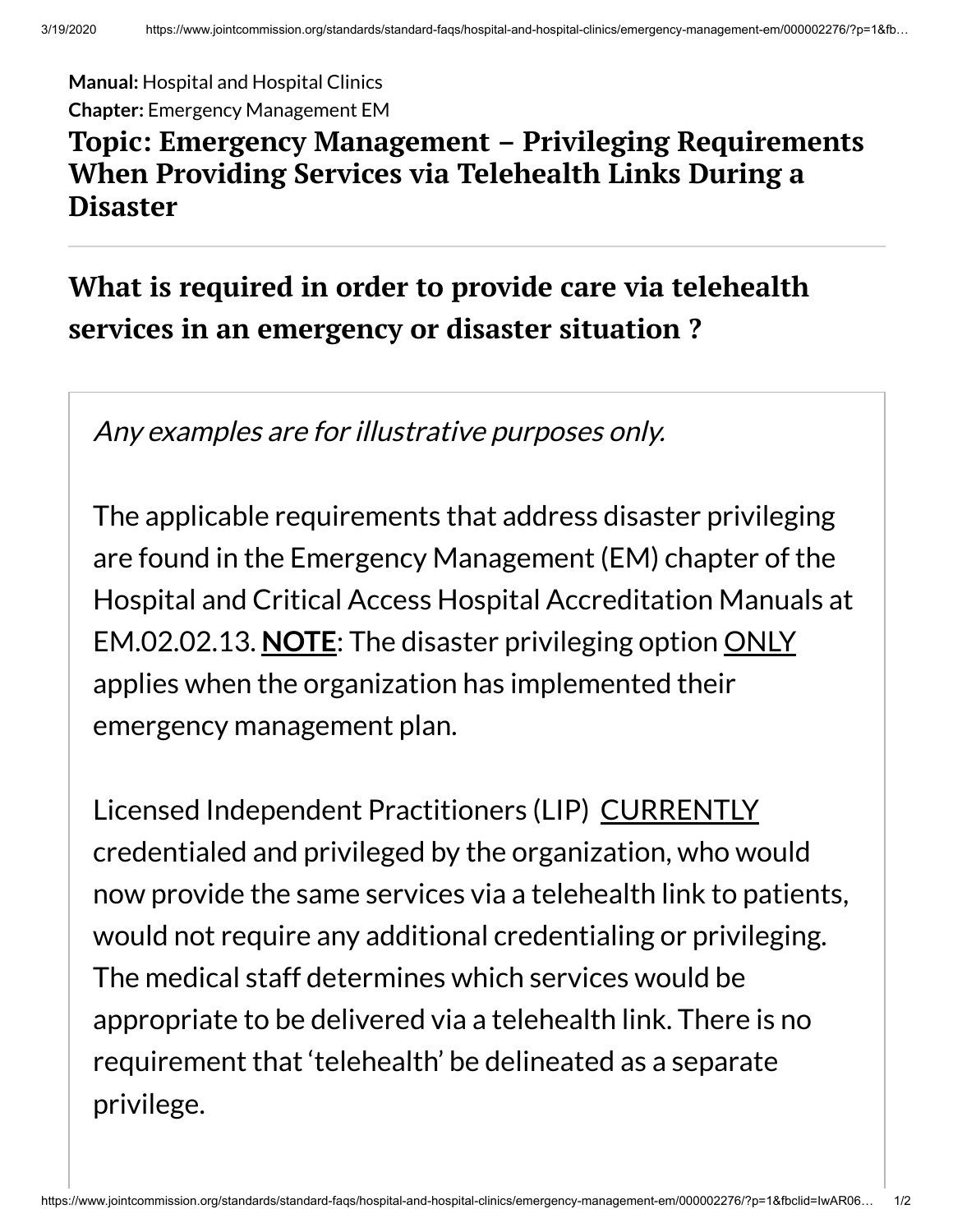**Manual:** Hospital and Hospital Clinics

**Chapter:** Emergency Management EM

## Topic: Emergency Management – Privileging Requirements When Providing Services via Telehealth Links During a Disaster

## What is required in order to provide care via telehealth services in an emergency or disaster situation ?

*Any examples are for illustrative purposes only.*

The applicable requirements that address disaster privileging are found in the Emergency Management (EM) chapter of the Hospital and Critical Access Hospital Accreditation Manuals at EM.02.02.13. **NOTE**: The disaster privileging option ONLY applies when the organization has implemented their emergency management plan.

Licensed Independent Practitioners (LIP) CURRENTLY credentialed and privileged by the organization, who would now provide the same services via a telehealth link to patients, would not require any additional credentialing or privileging. The medical staff determines which services would be appropriate to be delivered via a telehealth link. There is no requirement that 'telehealth' be delineated as a separate privilege.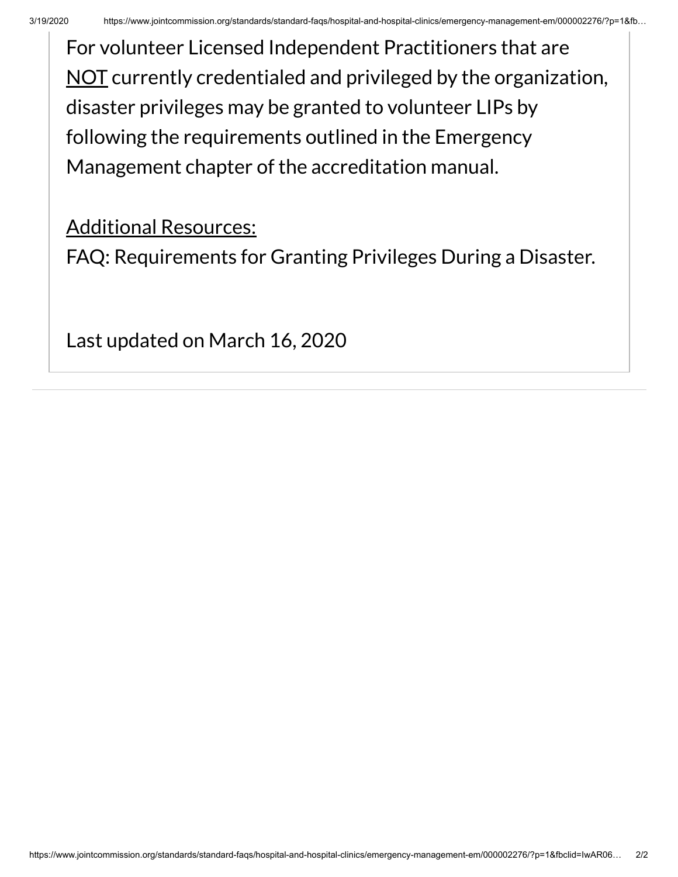For volunteer Licensed Independent Practitioners that are NOT currently credentialed and privileged by the organization, disaster privileges may be granted to volunteer LIPs by following the requirements outlined in the Emergency Management chapter of the accreditation manual.

Additional Resources:

FAQ: Requirements for Granting Privileges During a Disaster.

Last updated on March 16, 2020